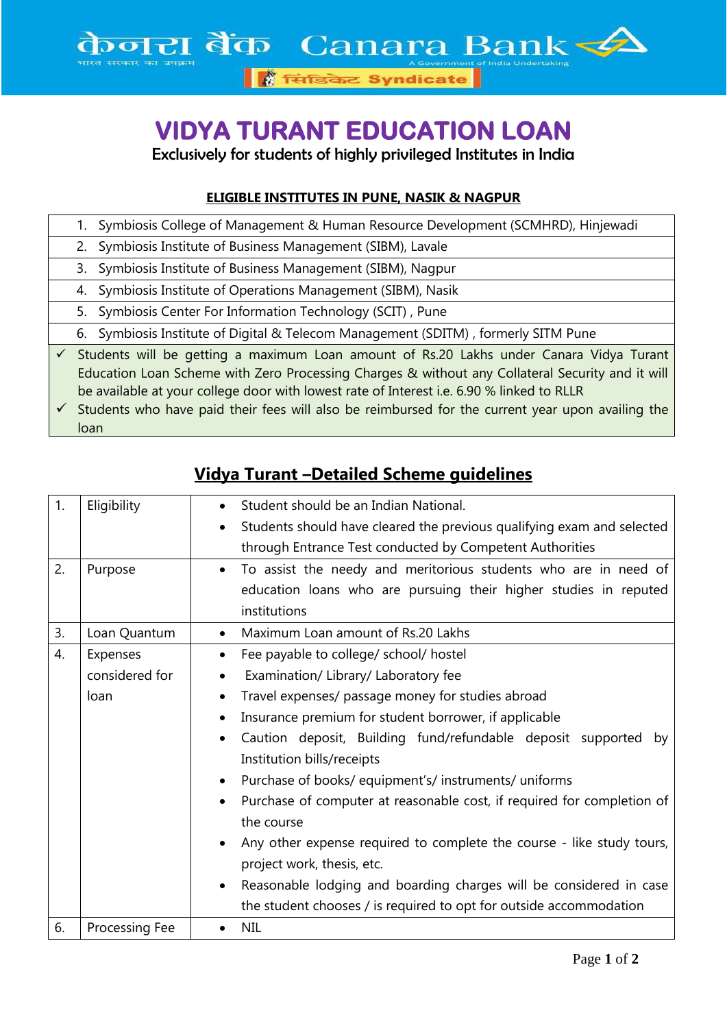केनरा बैंक Canara Bank

भारत सरकार का उपक्रम — A Government of India Undertaking

सिंडिकेट Syndicate

# VIDYA TURANT EDUCATION LOAN

Exclusively for students of highly privileged Institutes in India

**ELIGIBLE INSTITUTES IN PUNE, NASIK & NAGPUR**

1. Symbiosis College of Management & Human Resource Development (SCMHRD), Hinjewadi
2. Symbiosis Institute of Business Management (SIBM), Lavale
3. Symbiosis Institute of Business Management (SIBM), Nagpur
4. Symbiosis Institute of Operations Management (SIBM), Nasik
5. Symbiosis Center For Information Technology (SCIT) , Pune
6. Symbiosis Institute of Digital & Telecom Management (SDITM) , formerly SITM Pune

- ✓ Students will be getting a maximum Loan amount of Rs.20 Lakhs under Canara Vidya Turant Education Loan Scheme with Zero Processing Charges & without any Collateral Security and it will be available at your college door with lowest rate of Interest i.e. 6.90 % linked to RLLR
- ✓ Students who have paid their fees will also be reimbursed for the current year upon availing the loan

## Vidya Turant –Detailed Scheme guidelines

| | | |
|---|---|---|
| 1. | Eligibility | • Student should be an Indian National.<br>• Students should have cleared the previous qualifying exam and selected through Entrance Test conducted by Competent Authorities |
| 2. | Purpose | • To assist the needy and meritorious students who are in need of education loans who are pursuing their higher studies in reputed institutions |
| 3. | Loan Quantum | • Maximum Loan amount of Rs.20 Lakhs |
| 4. | Expenses considered for loan | • Fee payable to college/ school/ hostel<br>• Examination/ Library/ Laboratory fee<br>• Travel expenses/ passage money for studies abroad<br>• Insurance premium for student borrower, if applicable<br>• Caution deposit, Building fund/refundable deposit supported by Institution bills/receipts<br>• Purchase of books/ equipment's/ instruments/ uniforms<br>• Purchase of computer at reasonable cost, if required for completion of the course<br>• Any other expense required to complete the course - like study tours, project work, thesis, etc.<br>• Reasonable lodging and boarding charges will be considered in case the student chooses / is required to opt for outside accommodation |
| 6. | Processing Fee | • NIL |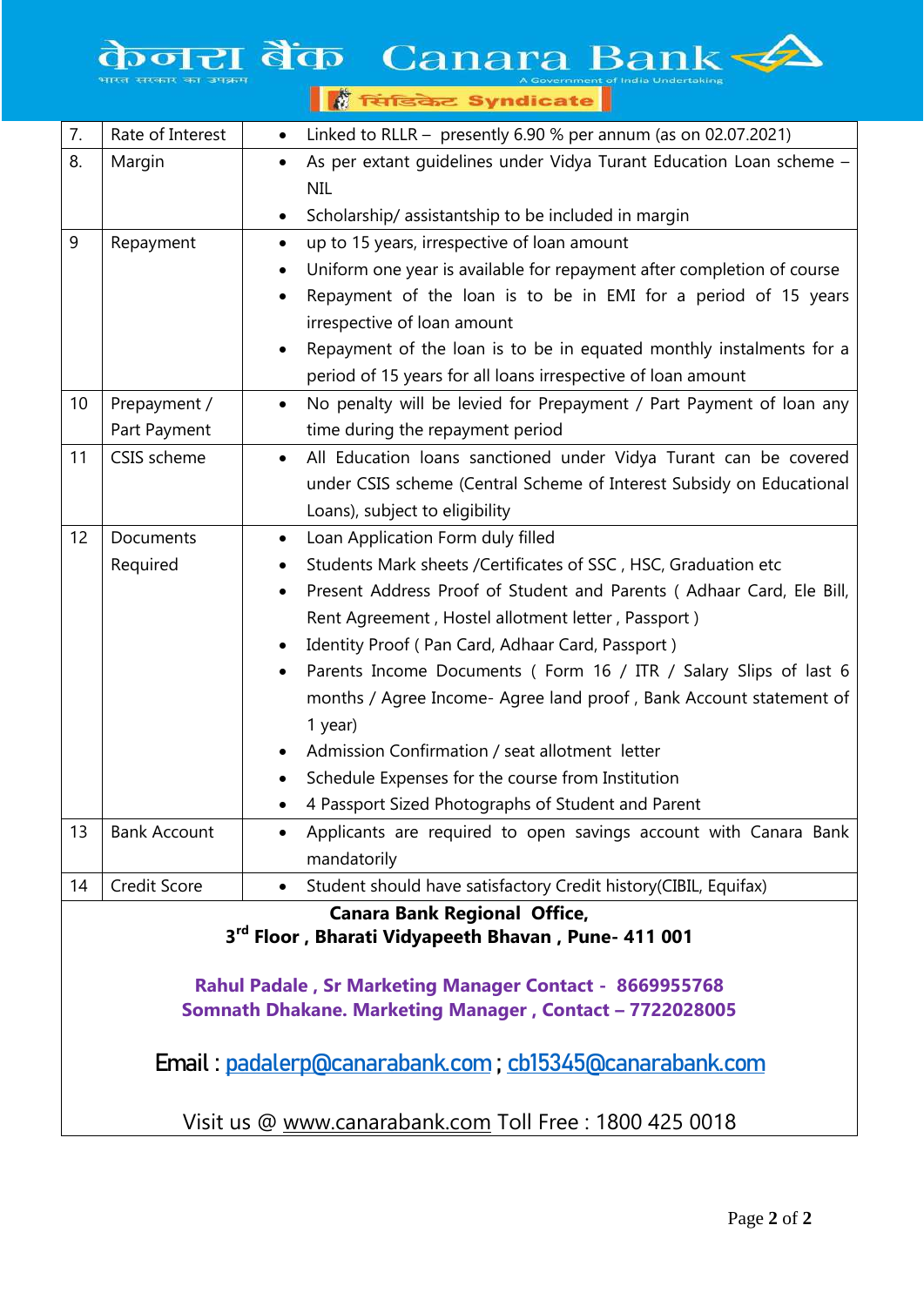| | | |
|---|---|---|
| 7. | Rate of Interest | • Linked to RLLR – presently 6.90 % per annum (as on 02.07.2021) |
| 8. | Margin | • As per extant guidelines under Vidya Turant Education Loan scheme – NIL<br>• Scholarship/ assistantship to be included in margin |
| 9 | Repayment | • up to 15 years, irrespective of loan amount<br>• Uniform one year is available for repayment after completion of course<br>• Repayment of the loan is to be in EMI for a period of 15 years irrespective of loan amount<br>• Repayment of the loan is to be in equated monthly instalments for a period of 15 years for all loans irrespective of loan amount |
| 10 | Prepayment / Part Payment | • No penalty will be levied for Prepayment / Part Payment of loan any time during the repayment period |
| 11 | CSIS scheme | • All Education loans sanctioned under Vidya Turant can be covered under CSIS scheme (Central Scheme of Interest Subsidy on Educational Loans), subject to eligibility |
| 12 | Documents Required | • Loan Application Form duly filled<br>• Students Mark sheets /Certificates of SSC , HSC, Graduation etc<br>• Present Address Proof of Student and Parents ( Adhaar Card, Ele Bill, Rent Agreement , Hostel allotment letter , Passport )<br>• Identity Proof ( Pan Card, Adhaar Card, Passport )<br>• Parents Income Documents ( Form 16 / ITR / Salary Slips of last 6 months / Agree Income- Agree land proof , Bank Account statement of 1 year)<br>• Admission Confirmation / seat allotment letter<br>• Schedule Expenses for the course from Institution<br>• 4 Passport Sized Photographs of Student and Parent |
| 13 | Bank Account | • Applicants are required to open savings account with Canara Bank mandatorily |
| 14 | Credit Score | • Student should have satisfactory Credit history(CIBIL, Equifax) |

**Canara Bank Regional Office,**
**3rd Floor , Bharati Vidyapeeth Bhavan , Pune- 411 001**

**Rahul Padale , Sr Marketing Manager Contact - 8669955768**
**Somnath Dhakane. Marketing Manager , Contact – 7722028005**

Email : padalerp@canarabank.com ; cb15345@canarabank.com

Visit us @ www.canarabank.com Toll Free : 1800 425 0018